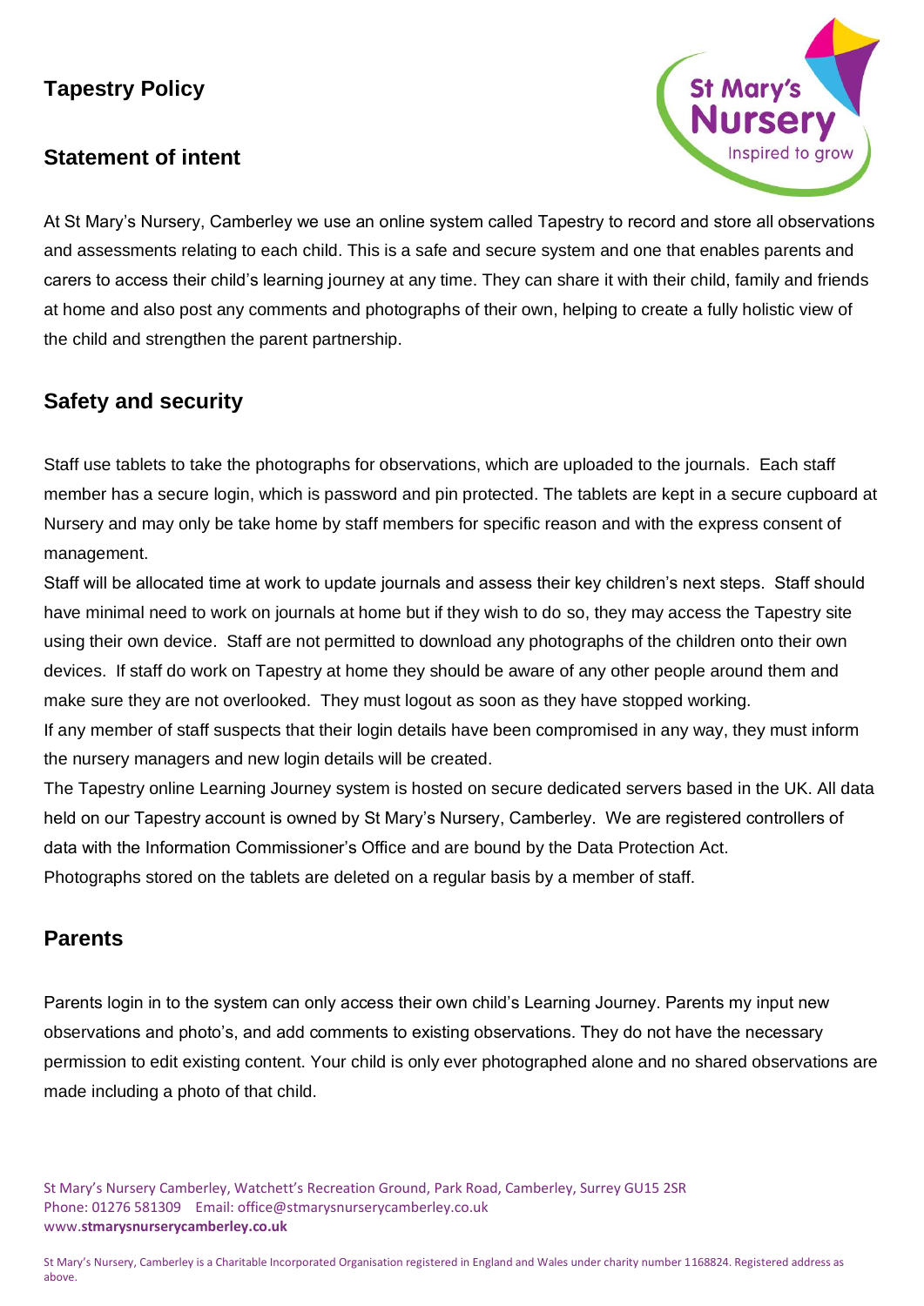# Tapestry Policy

## Statement of intent

At St Mary's Nursery, Camberley we use an online system called Tapestry to record and store all observations and assessments relating to each child. This is a safe and secure system and one that enables parents and carers to access their child's learning journey at any time. They can share it with their child, family and friends at home and also post any comments and photographs of their own, helping to create a fully holistic view of the child and strengthen the parent partnership.

## Safety and security

Staff use tablets to take the photographs for observations, which are uploaded to the journals. Each staff member has a secure login, which is password and pin protected. The tablets are kept in a secure cupboard at Nursery and may only be take home by staff members for specific reason and with the express consent of management.

Staff will be allocated time at work to update journals and assess their key children's next steps. Staff should have minimal need to work on journals at home but if they wish to do so, they may access the Tapestry site using their own device. Staff are not permitted to download any photographs of the children onto their own devices. If staff do work on Tapestry at home they should be aware of any other people around them and make sure they are not overlooked. They must logout as soon as they have stopped working.

If any member of staff suspects that their login details have been compromised in any way, they must inform the nursery managers and new login details will be created.

The Tapestry online Learning Journey system is hosted on secure dedicated servers based in the UK. All data held on our Tapestry account is owned by St Mary's Nursery, Camberley. We are registered controllers of data with the Information Commissioner's Office and are bound by the Data Protection Act.

Photographs stored on the tablets are deleted on a regular basis by a member of staff.

## Parents

Parents login in to the system can only access their own child's Learning Journey. Parents my input new observations and photo's, and add comments to existing observations. They do not have the necessary permission to edit existing content. Your child is only ever photographed alone and no shared observations are made including a photo of that child.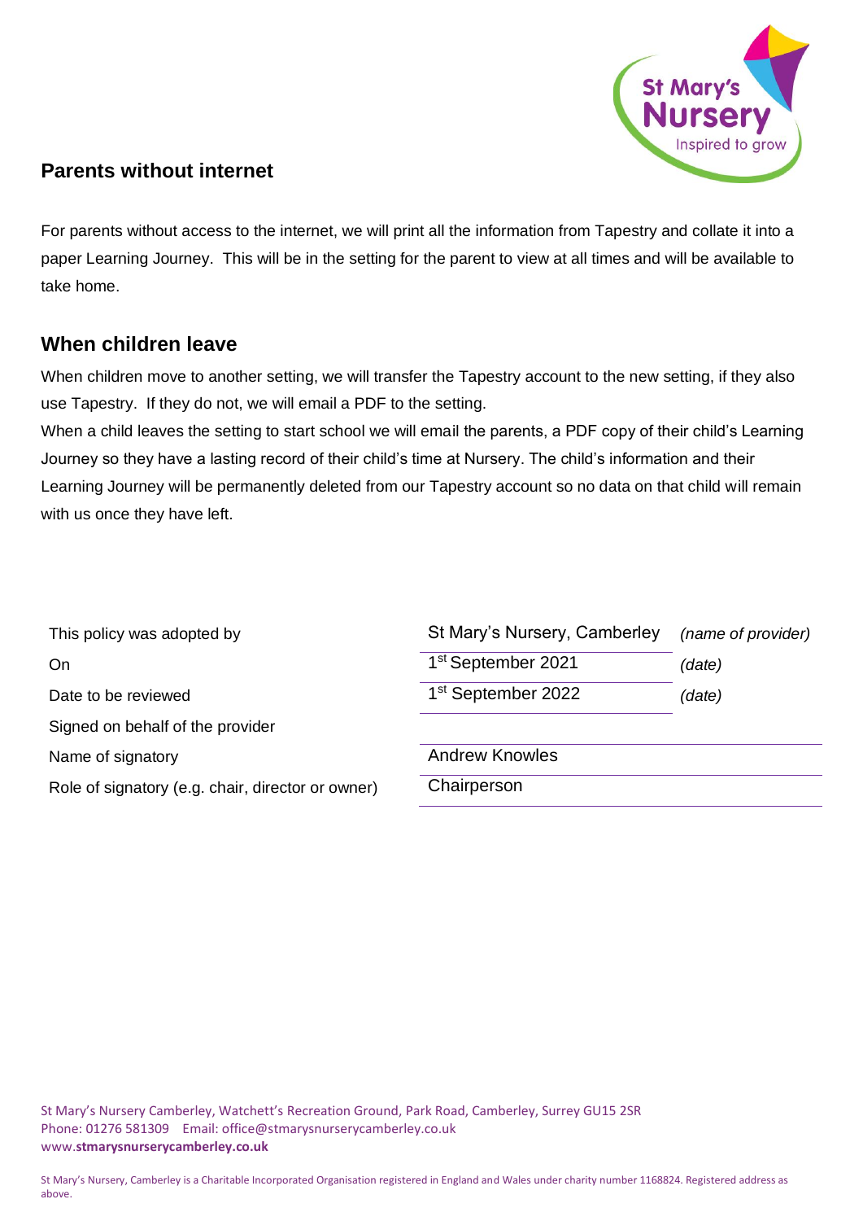## Parents without internet

For parents without access to the internet, we will print all the information from Tapestry and collate it into a paper Learning Journey. This will be in the setting for the parent to view at all times and will be available to take home.

## When children leave

When children move to another setting, we will transfer the Tapestry account to the new setting, if they also use Tapestry. If they do not, we will email a PDF to the setting.

When a child leaves the setting to start school we will email the parents, a PDF copy of their child's Learning Journey so they have a lasting record of their child's time at Nursery. The child's information and their Learning Journey will be permanently deleted from our Tapestry account so no data on that child will remain with us once they have left.

| | | |
|---|---|---|
| This policy was adopted by | St Mary's Nursery, Camberley | *(name of provider)* |
| On | 1st September 2021 | *(date)* |
| Date to be reviewed | 1st September 2022 | *(date)* |
| Signed on behalf of the provider | | |
| Name of signatory | Andrew Knowles | |
| Role of signatory (e.g. chair, director or owner) | Chairperson | |

St Mary's Nursery Camberley, Watchett's Recreation Ground, Park Road, Camberley, Surrey GU15 2SR
Phone: 01276 581309 Email: office@stmarysnurserycamberley.co.uk
www.**stmarysnurserycamberley.co.uk**

St Mary's Nursery, Camberley is a Charitable Incorporated Organisation registered in England and Wales under charity number 1168824. Registered address as above.